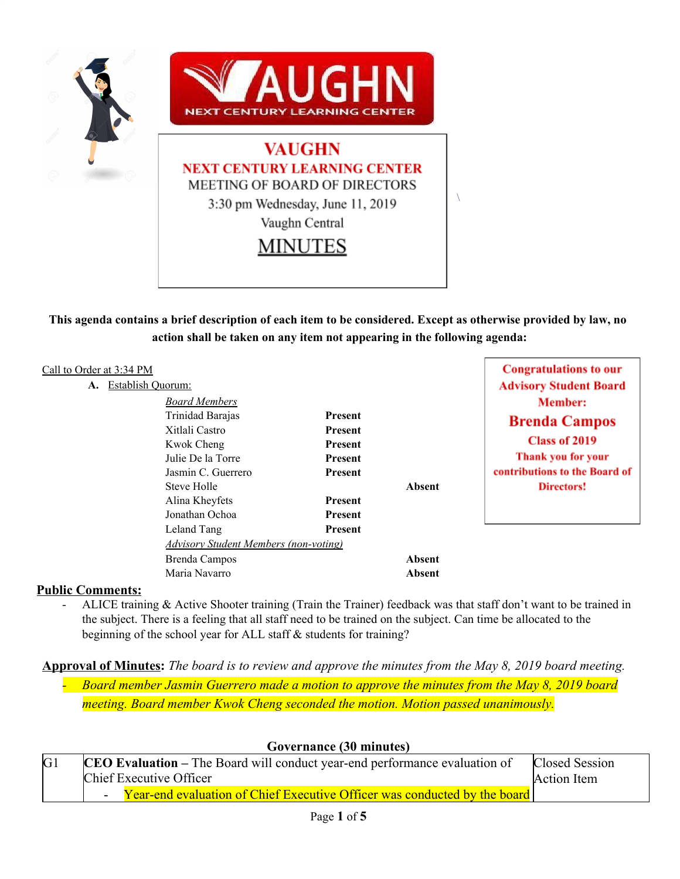# VAUGHN

## NEXT CENTURY LEARNING CENTER

MEETING OF BOARD OF DIRECTORS

3:30 pm Wednesday, June 11, 2019

Vaughn Central

## MINUTES

**This agenda contains a brief description of each item to be considered. Except as otherwise provided by law, no action shall be taken on any item not appearing in the following agenda:**

**Congratulations to our Advisory Student Board Member:**

**Brenda Campos**

**Class of 2019**

**Thank you for your contributions to the Board of Directors!**

Call to Order at 3:34 PM

**A.** Establish Quorum:

| *Board Members* | | |
|---|---|---|
| Trinidad Barajas | **Present** | |
| Xitlali Castro | **Present** | |
| Kwok Cheng | **Present** | |
| Julie De la Torre | **Present** | |
| Jasmin C. Guerrero | **Present** | |
| Steve Holle | | **Absent** |
| Alina Kheyfets | **Present** | |
| Jonathan Ochoa | **Present** | |
| Leland Tang | **Present** | |
| *Advisory Student Members (non-voting)* | | |
| Brenda Campos | | **Absent** |
| Maria Navarro | | **Absent** |

**Public Comments:**

- ALICE training & Active Shooter training (Train the Trainer) feedback was that staff don't want to be trained in the subject. There is a feeling that all staff need to be trained on the subject. Can time be allocated to the beginning of the school year for ALL staff & students for training?

**Approval of Minutes**: *The board is to review and approve the minutes from the May 8, 2019 board meeting.*

- *Board member Jasmin Guerrero made a motion to approve the minutes from the May 8, 2019 board meeting. Board member Kwok Cheng seconded the motion. Motion passed unanimously.*

**Governance (30 minutes)**

| | | |
|---|---|---|
| G1 | **CEO Evaluation –** The Board will conduct year-end performance evaluation of Chief Executive Officer<br>- Year-end evaluation of Chief Executive Officer was conducted by the board | Closed Session<br>Action Item |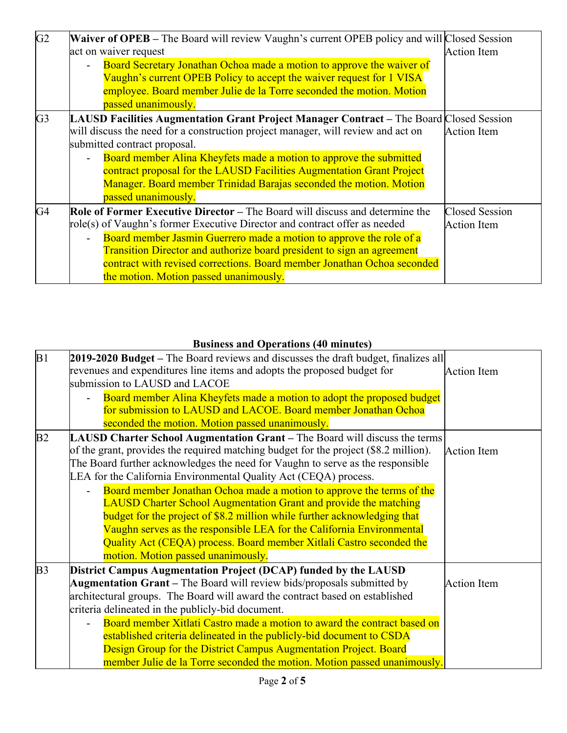| | | |
|---|---|---|
| G2 | **Waiver of OPEB –** The Board will review Vaughn's current OPEB policy and will act on waiver request<br>- Board Secretary Jonathan Ochoa made a motion to approve the waiver of Vaughn's current OPEB Policy to accept the waiver request for 1 VISA employee. Board member Julie de la Torre seconded the motion. Motion passed unanimously. | Closed Session<br>Action Item |
| G3 | **LAUSD Facilities Augmentation Grant Project Manager Contract –** The Board will discuss the need for a construction project manager, will review and act on submitted contract proposal.<br>- Board member Alina Kheyfets made a motion to approve the submitted contract proposal for the LAUSD Facilities Augmentation Grant Project Manager. Board member Trinidad Barajas seconded the motion. Motion passed unanimously. | Closed Session<br>Action Item |
| G4 | **Role of Former Executive Director –** The Board will discuss and determine the role(s) of Vaughn's former Executive Director and contract offer as needed<br>- Board member Jasmin Guerrero made a motion to approve the role of a Transition Director and authorize board president to sign an agreement contract with revised corrections. Board member Jonathan Ochoa seconded the motion. Motion passed unanimously. | Closed Session<br>Action Item |

**Business and Operations (40 minutes)**

| | | |
|---|---|---|
| B1 | **2019-2020 Budget –** The Board reviews and discusses the draft budget, finalizes all revenues and expenditures line items and adopts the proposed budget for submission to LAUSD and LACOE<br>- Board member Alina Kheyfets made a motion to adopt the proposed budget for submission to LAUSD and LACOE. Board member Jonathan Ochoa seconded the motion. Motion passed unanimously. | Action Item |
| B2 | **LAUSD Charter School Augmentation Grant –** The Board will discuss the terms of the grant, provides the required matching budget for the project ($8.2 million). The Board further acknowledges the need for Vaughn to serve as the responsible LEA for the California Environmental Quality Act (CEQA) process.<br>- Board member Jonathan Ochoa made a motion to approve the terms of the LAUSD Charter School Augmentation Grant and provide the matching budget for the project of $8.2 million while further acknowledging that Vaughn serves as the responsible LEA for the California Environmental Quality Act (CEQA) process. Board member Xitlali Castro seconded the motion. Motion passed unanimously. | Action Item |
| B3 | **District Campus Augmentation Project (DCAP) funded by the LAUSD Augmentation Grant –** The Board will review bids/proposals submitted by architectural groups. The Board will award the contract based on established criteria delineated in the publicly-bid document.<br>- Board member Xitlati Castro made a motion to award the contract based on established criteria delineated in the publicly-bid document to CSDA Design Group for the District Campus Augmentation Project. Board member Julie de la Torre seconded the motion. Motion passed unanimously. | Action Item |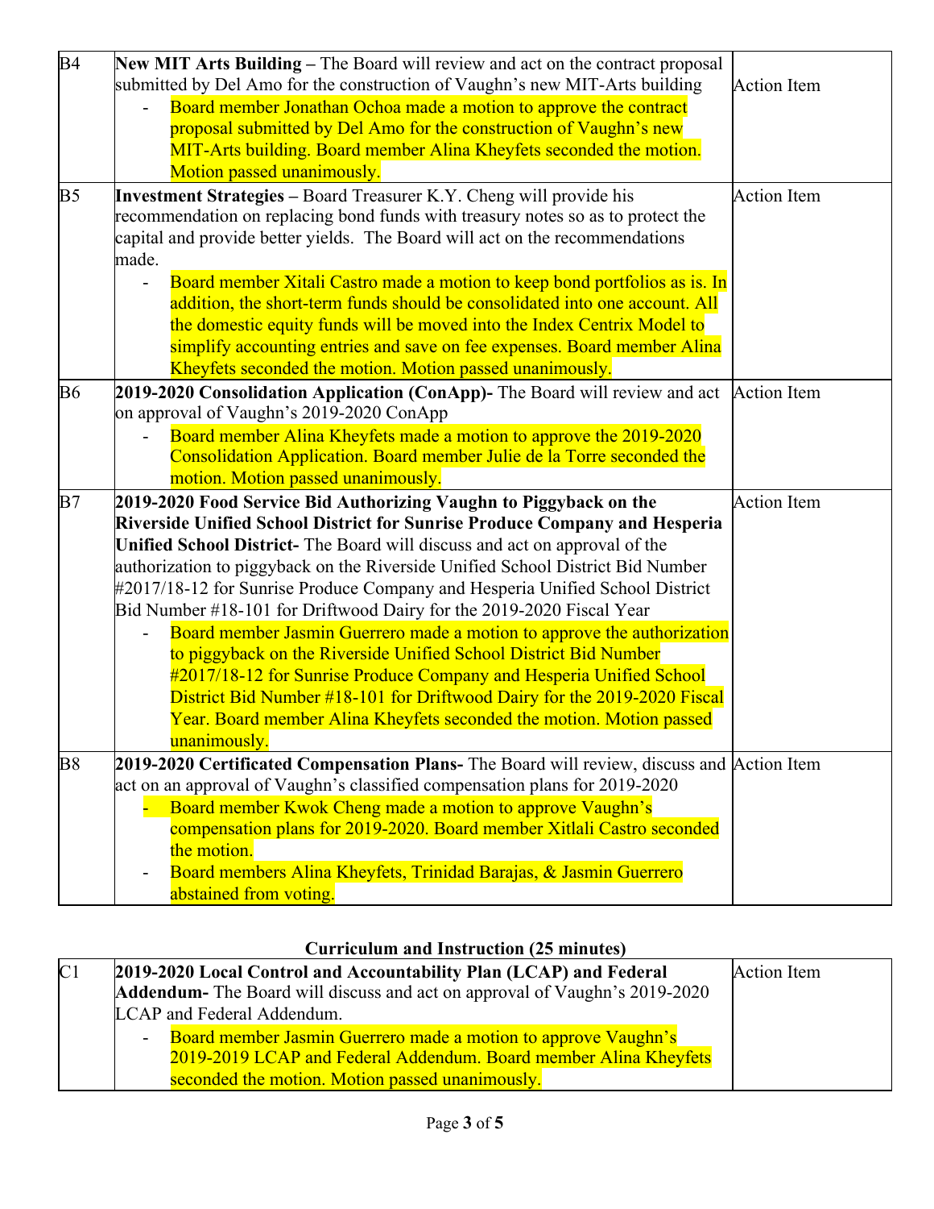| | | |
|---|---|---|
| B4 | **New MIT Arts Building –** The Board will review and act on the contract proposal submitted by Del Amo for the construction of Vaughn's new MIT-Arts building<br>- Board member Jonathan Ochoa made a motion to approve the contract proposal submitted by Del Amo for the construction of Vaughn's new MIT-Arts building. Board member Alina Kheyfets seconded the motion. Motion passed unanimously. | Action Item |
| B5 | **Investment Strategies –** Board Treasurer K.Y. Cheng will provide his recommendation on replacing bond funds with treasury notes so as to protect the capital and provide better yields. The Board will act on the recommendations made.<br>- Board member Xitali Castro made a motion to keep bond portfolios as is. In addition, the short-term funds should be consolidated into one account. All the domestic equity funds will be moved into the Index Centrix Model to simplify accounting entries and save on fee expenses. Board member Alina Kheyfets seconded the motion. Motion passed unanimously. | Action Item |
| B6 | **2019-2020 Consolidation Application (ConApp)-** The Board will review and act on approval of Vaughn's 2019-2020 ConApp<br>- Board member Alina Kheyfets made a motion to approve the 2019-2020 Consolidation Application. Board member Julie de la Torre seconded the motion. Motion passed unanimously. | Action Item |
| B7 | **2019-2020 Food Service Bid Authorizing Vaughn to Piggyback on the Riverside Unified School District for Sunrise Produce Company and Hesperia Unified School District-** The Board will discuss and act on approval of the authorization to piggyback on the Riverside Unified School District Bid Number #2017/18-12 for Sunrise Produce Company and Hesperia Unified School District Bid Number #18-101 for Driftwood Dairy for the 2019-2020 Fiscal Year<br>- Board member Jasmin Guerrero made a motion to approve the authorization to piggyback on the Riverside Unified School District Bid Number #2017/18-12 for Sunrise Produce Company and Hesperia Unified School District Bid Number #18-101 for Driftwood Dairy for the 2019-2020 Fiscal Year. Board member Alina Kheyfets seconded the motion. Motion passed unanimously. | Action Item |
| B8 | **2019-2020 Certificated Compensation Plans-** The Board will review, discuss and act on an approval of Vaughn's classified compensation plans for 2019-2020<br>- Board member Kwok Cheng made a motion to approve Vaughn's compensation plans for 2019-2020. Board member Xitlali Castro seconded the motion.<br>- Board members Alina Kheyfets, Trinidad Barajas, & Jasmin Guerrero abstained from voting. | Action Item |

**Curriculum and Instruction (25 minutes)**

| | | |
|---|---|---|
| C1 | **2019-2020 Local Control and Accountability Plan (LCAP) and Federal Addendum-** The Board will discuss and act on approval of Vaughn's 2019-2020 LCAP and Federal Addendum.<br>- Board member Jasmin Guerrero made a motion to approve Vaughn's 2019-2019 LCAP and Federal Addendum. Board member Alina Kheyfets seconded the motion. Motion passed unanimously. | Action Item |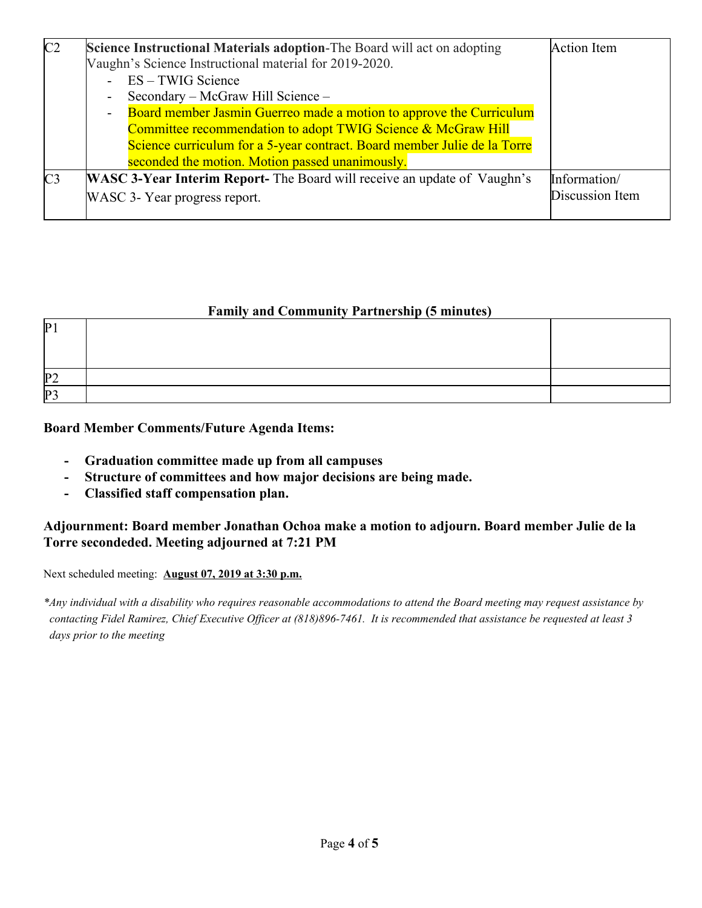| | | |
|---|---|---|
| C2 | **Science Instructional Materials adoption**-The Board will act on adopting Vaughn's Science Instructional material for 2019-2020.<br>- ES – TWIG Science<br>- Secondary – McGraw Hill Science –<br>- Board member Jasmin Guerreo made a motion to approve the Curriculum Committee recommendation to adopt TWIG Science & McGraw Hill Science curriculum for a 5-year contract. Board member Julie de la Torre seconded the motion. Motion passed unanimously. | Action Item |
| C3 | **WASC 3-Year Interim Report-** The Board will receive an update of Vaughn's WASC 3- Year progress report. | Information/ Discussion Item |

**Family and Community Partnership (5 minutes)**

| | | |
|---|---|---|
| P1 | | |
| P2 | | |
| P3 | | |

**Board Member Comments/Future Agenda Items:**

- **Graduation committee made up from all campuses**
- **Structure of committees and how major decisions are being made.**
- **Classified staff compensation plan.**

**Adjournment: Board member Jonathan Ochoa make a motion to adjourn. Board member Julie de la Torre secondeded. Meeting adjourned at 7:21 PM**

Next scheduled meeting: **August 07, 2019 at 3:30 p.m.**

*\*Any individual with a disability who requires reasonable accommodations to attend the Board meeting may request assistance by contacting Fidel Ramirez, Chief Executive Officer at (818)896-7461. It is recommended that assistance be requested at least 3 days prior to the meeting*